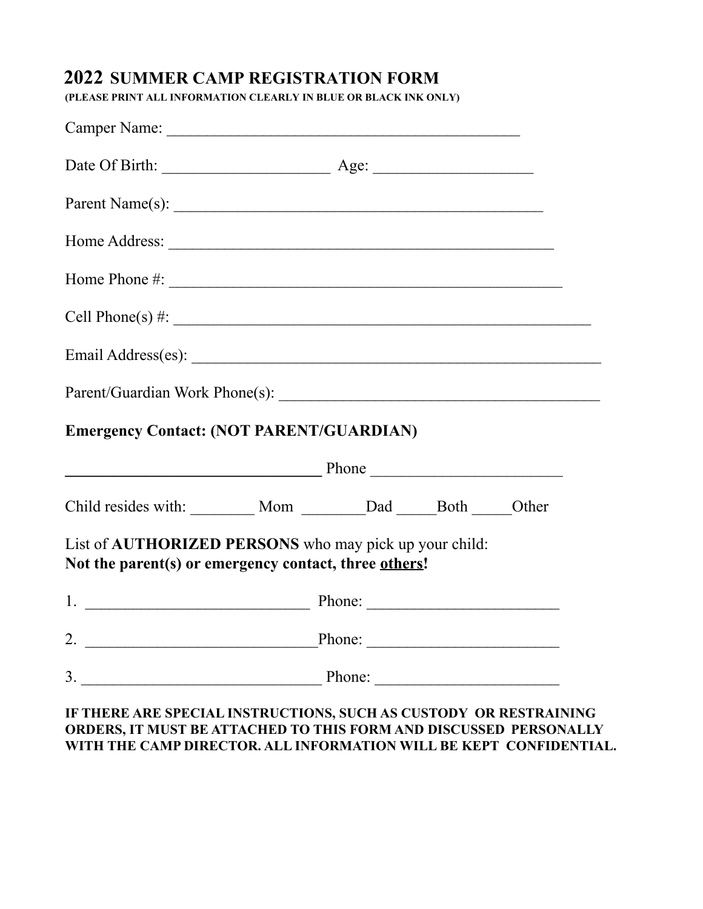## 2022 SUMMER CAMP REGISTRATION FORM

**(PLEASE PRINT ALL INFORMATION CLEARLY IN BLUE OR BLACK INK ONLY)**

Camper Name: ____________________________________________

Date Of Birth: _____________________ Age: ___________________

Parent Name(s): ______________________________________________

Home Address: _______________________________________________

Home Phone #: _______________________________________________

Cell Phone(s) #: ____________________________________________________

Email Address(es): ___________________________________________________

Parent/Guardian Work Phone(s): ________________________________________

**Emergency Contact: (NOT PARENT/GUARDIAN)**

________________________________ Phone ________________________

Child resides with: ________ Mom ________Dad _____Both _____Other

List of **AUTHORIZED PERSONS** who may pick up your child:
**Not the parent(s) or emergency contact, three <u>others</u>!**

1. ____________________________ Phone: ________________________

2. _____________________________Phone: ________________________

3. ______________________________ Phone: _______________________

**IF THERE ARE SPECIAL INSTRUCTIONS, SUCH AS CUSTODY OR RESTRAINING ORDERS, IT MUST BE ATTACHED TO THIS FORM AND DISCUSSED PERSONALLY WITH THE CAMP DIRECTOR. ALL INFORMATION WILL BE KEPT CONFIDENTIAL.**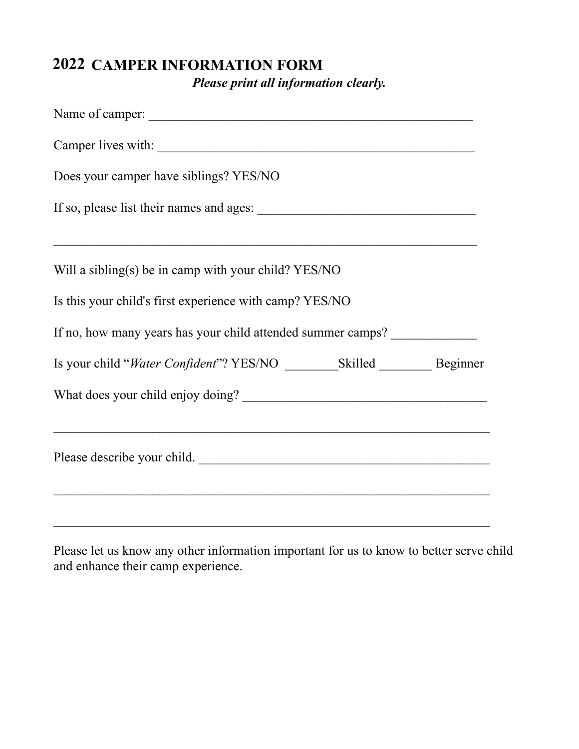# 2022 CAMPER INFORMATION FORM

***Please print all information clearly.***

Name of camper: ___________________________________________________

Camper lives with: _________________________________________________

Does your camper have siblings? YES/NO

If so, please list their names and ages: ___________________________________

_____________________________________________________________________

Will a sibling(s) be in camp with your child? YES/NO

Is this your child's first experience with camp? YES/NO

If no, how many years has your child attended summer camps? _____________

Is your child "*Water Confident*"? YES/NO ________Skilled ________ Beginner

What does your child enjoy doing? ______________________________________

_______________________________________________________________________

Please describe your child. ____________________________________________

_______________________________________________________________________

_______________________________________________________________________

Please let us know any other information important for us to know to better serve child and enhance their camp experience.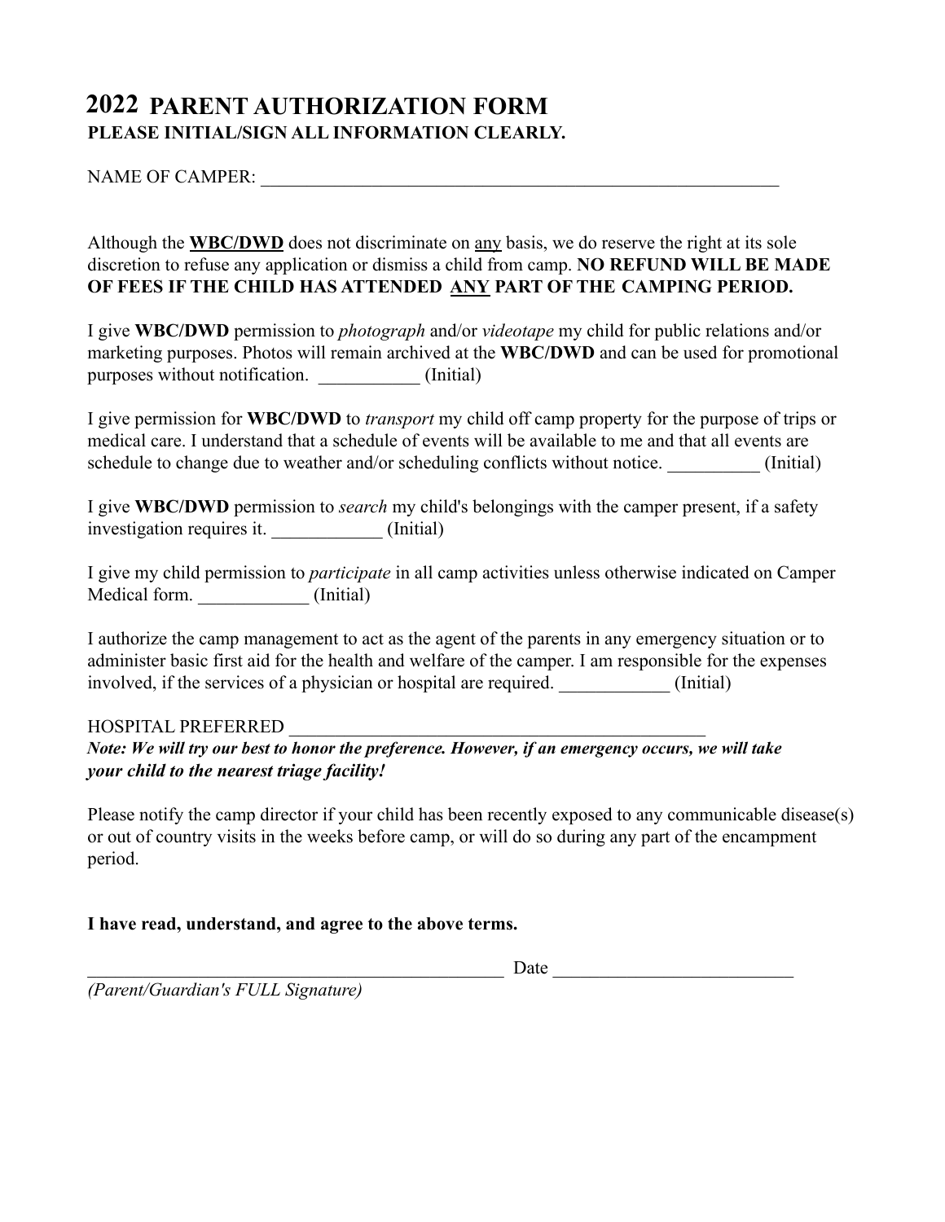# 2022 PARENT AUTHORIZATION FORM

**PLEASE INITIAL/SIGN ALL INFORMATION CLEARLY.**

NAME OF CAMPER: ___________________________________________________________

Although the **<u>WBC/DWD</u>** does not discriminate on <u>any</u> basis, we do reserve the right at its sole discretion to refuse any application or dismiss a child from camp. **NO REFUND WILL BE MADE OF FEES IF THE CHILD HAS ATTENDED <u>ANY</u> PART OF THE CAMPING PERIOD.**

I give **WBC/DWD** permission to *photograph* and/or *videotape* my child for public relations and/or marketing purposes. Photos will remain archived at the **WBC/DWD** and can be used for promotional purposes without notification. ___________ (Initial)

I give permission for **WBC/DWD** to *transport* my child off camp property for the purpose of trips or medical care. I understand that a schedule of events will be available to me and that all events are schedule to change due to weather and/or scheduling conflicts without notice. __________ (Initial)

I give **WBC/DWD** permission to *search* my child's belongings with the camper present, if a safety investigation requires it. ____________ (Initial)

I give my child permission to *participate* in all camp activities unless otherwise indicated on Camper Medical form. ____________ (Initial)

I authorize the camp management to act as the agent of the parents in any emergency situation or to administer basic first aid for the health and welfare of the camper. I am responsible for the expenses involved, if the services of a physician or hospital are required. ____________ (Initial)

HOSPITAL PREFERRED _______________________________________________

***Note: We will try our best to honor the preference. However, if an emergency occurs, we will take your child to the nearest triage facility!***

Please notify the camp director if your child has been recently exposed to any communicable disease(s) or out of country visits in the weeks before camp, or will do so during any part of the encampment period.

**I have read, understand, and agree to the above terms.**

________________________________________________ Date __________________________

*(Parent/Guardian's FULL Signature)*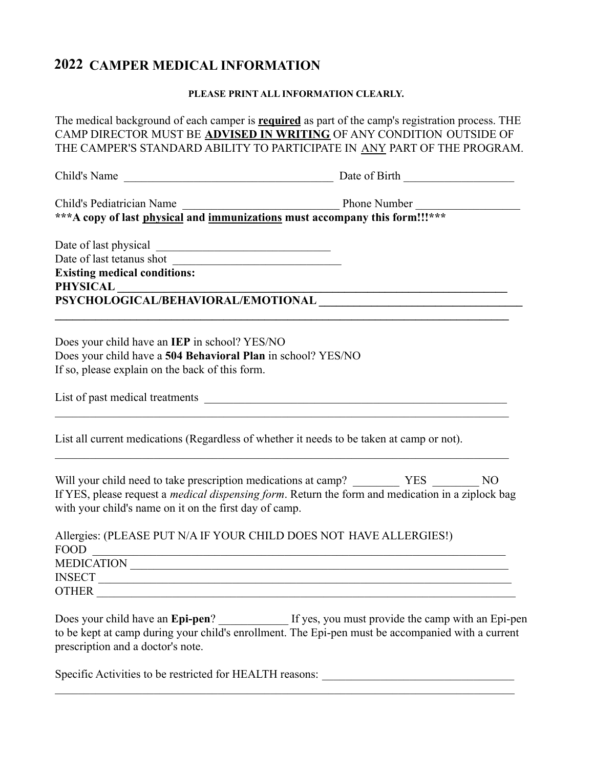# 2022 CAMPER MEDICAL INFORMATION

**PLEASE PRINT ALL INFORMATION CLEARLY.**

The medical background of each camper is **required** as part of the camp's registration process. THE CAMP DIRECTOR MUST BE **ADVISED IN WRITING** OF ANY CONDITION OUTSIDE OF THE CAMPER'S STANDARD ABILITY TO PARTICIPATE IN ANY PART OF THE PROGRAM.

Child's Name ____________________________________ Date of Birth __________________

Child's Pediatrician Name ___________________________ Phone Number __________________

**\*\*\*A copy of last physical and immunizations must accompany this form!!!\*\*\***

Date of last physical ______________________________

Date of last tetanus shot _____________________________

**Existing medical conditions:**

**PHYSICAL** ______________________________________________________________________

**PSYCHOLOGICAL/BEHAVIORAL/EMOTIONAL** __________________________________

________________________________________________________________________________

Does your child have an **IEP** in school? YES/NO

Does your child have a **504 Behavioral Plan** in school? YES/NO

If so, please explain on the back of this form.

List of past medical treatments ______________________________________________________

________________________________________________________________________________

List all current medications (Regardless of whether it needs to be taken at camp or not).

________________________________________________________________________________

Will your child need to take prescription medications at camp? ________ YES ________ NO

If YES, please request a *medical dispensing form*. Return the form and medication in a ziplock bag with your child's name on it on the first day of camp.

Allergies: (PLEASE PUT N/A IF YOUR CHILD DOES NOT HAVE ALLERGIES!)

FOOD ___________________________________________________________________________

MEDICATION _____________________________________________________________________

INSECT _________________________________________________________________________

OTHER __________________________________________________________________________

Does your child have an **Epi-pen**? ____________ If yes, you must provide the camp with an Epi-pen to be kept at camp during your child's enrollment. The Epi-pen must be accompanied with a current prescription and a doctor's note.

Specific Activities to be restricted for HEALTH reasons: _________________________________

________________________________________________________________________________